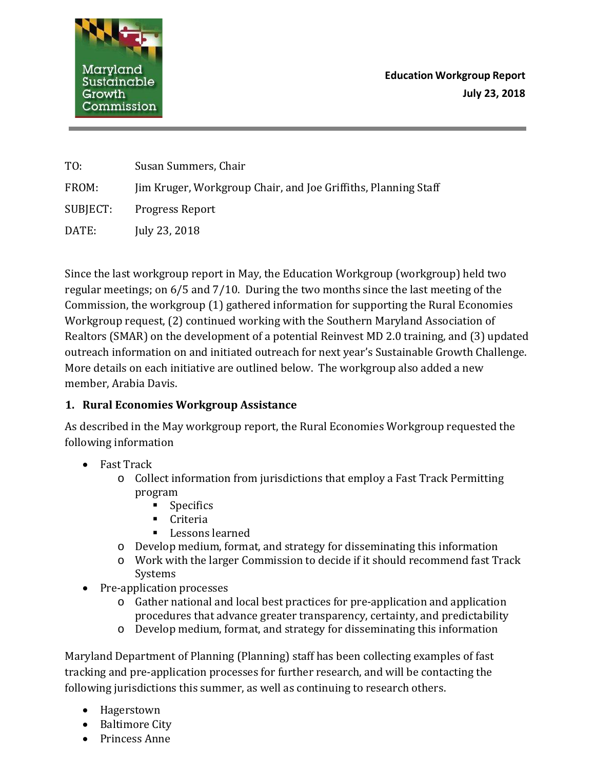Maryland Sustainable Growth Commission

**Education Workgroup Report**
**July 23, 2018**

TO: Susan Summers, Chair

FROM: Jim Kruger, Workgroup Chair, and Joe Griffiths, Planning Staff

SUBJECT: Progress Report

DATE: July 23, 2018

Since the last workgroup report in May, the Education Workgroup (workgroup) held two regular meetings; on 6/5 and 7/10. During the two months since the last meeting of the Commission, the workgroup (1) gathered information for supporting the Rural Economies Workgroup request, (2) continued working with the Southern Maryland Association of Realtors (SMAR) on the development of a potential Reinvest MD 2.0 training, and (3) updated outreach information on and initiated outreach for next year's Sustainable Growth Challenge. More details on each initiative are outlined below. The workgroup also added a new member, Arabia Davis.

## 1. Rural Economies Workgroup Assistance

As described in the May workgroup report, the Rural Economies Workgroup requested the following information

- Fast Track
  - Collect information from jurisdictions that employ a Fast Track Permitting program
    - Specifics
    - Criteria
    - Lessons learned
  - Develop medium, format, and strategy for disseminating this information
  - Work with the larger Commission to decide if it should recommend fast Track Systems
- Pre-application processes
  - Gather national and local best practices for pre-application and application procedures that advance greater transparency, certainty, and predictability
  - Develop medium, format, and strategy for disseminating this information

Maryland Department of Planning (Planning) staff has been collecting examples of fast tracking and pre-application processes for further research, and will be contacting the following jurisdictions this summer, as well as continuing to research others.

- Hagerstown
- Baltimore City
- Princess Anne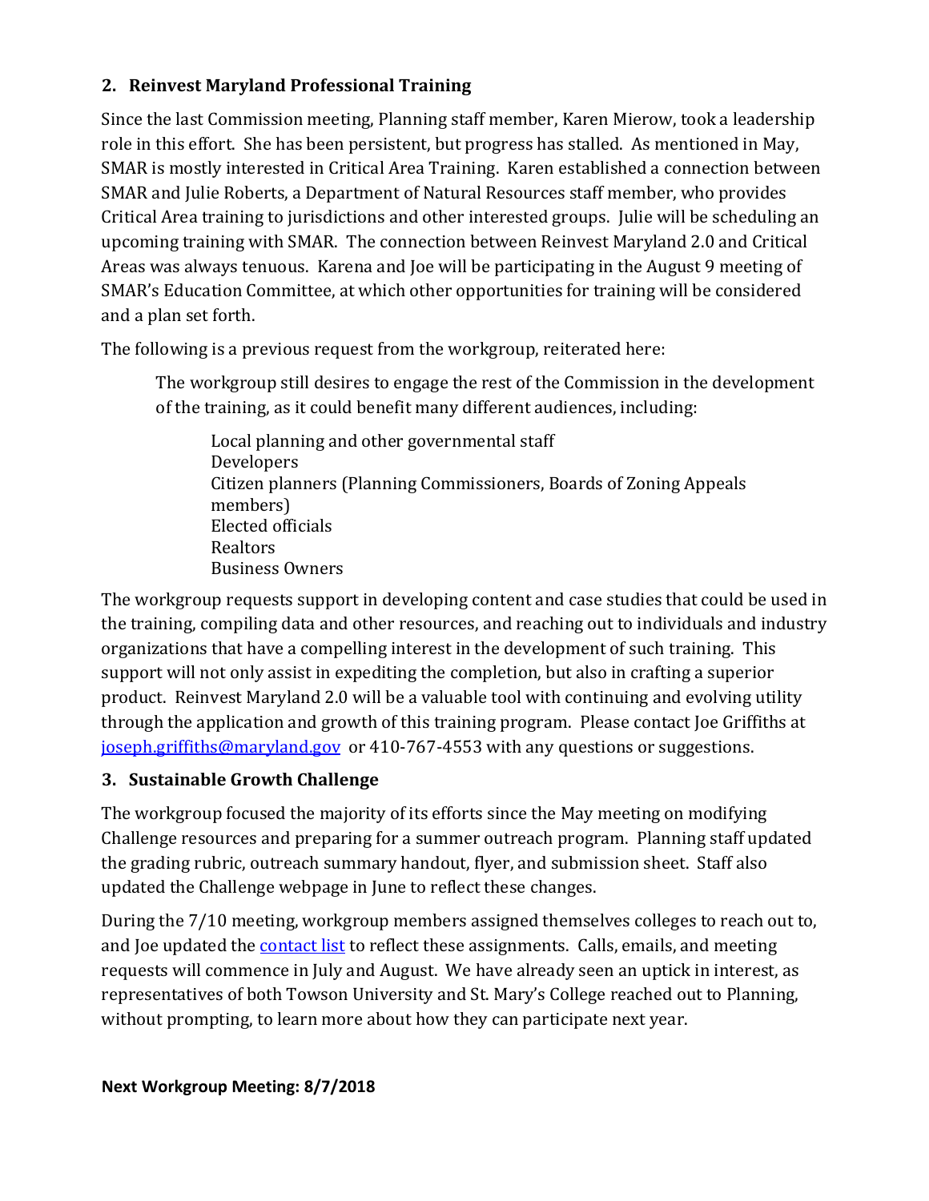## 2. Reinvest Maryland Professional Training

Since the last Commission meeting, Planning staff member, Karen Mierow, took a leadership role in this effort. She has been persistent, but progress has stalled. As mentioned in May, SMAR is mostly interested in Critical Area Training. Karen established a connection between SMAR and Julie Roberts, a Department of Natural Resources staff member, who provides Critical Area training to jurisdictions and other interested groups. Julie will be scheduling an upcoming training with SMAR. The connection between Reinvest Maryland 2.0 and Critical Areas was always tenuous. Karena and Joe will be participating in the August 9 meeting of SMAR's Education Committee, at which other opportunities for training will be considered and a plan set forth.

The following is a previous request from the workgroup, reiterated here:

> The workgroup still desires to engage the rest of the Commission in the development of the training, as it could benefit many different audiences, including:
>
> Local planning and other governmental staff
> Developers
> Citizen planners (Planning Commissioners, Boards of Zoning Appeals members)
> Elected officials
> Realtors
> Business Owners

The workgroup requests support in developing content and case studies that could be used in the training, compiling data and other resources, and reaching out to individuals and industry organizations that have a compelling interest in the development of such training. This support will not only assist in expediting the completion, but also in crafting a superior product. Reinvest Maryland 2.0 will be a valuable tool with continuing and evolving utility through the application and growth of this training program. Please contact Joe Griffiths at joseph.griffiths@maryland.gov or 410-767-4553 with any questions or suggestions.

## 3. Sustainable Growth Challenge

The workgroup focused the majority of its efforts since the May meeting on modifying Challenge resources and preparing for a summer outreach program. Planning staff updated the grading rubric, outreach summary handout, flyer, and submission sheet. Staff also updated the Challenge webpage in June to reflect these changes.

During the 7/10 meeting, workgroup members assigned themselves colleges to reach out to, and Joe updated the contact list to reflect these assignments. Calls, emails, and meeting requests will commence in July and August. We have already seen an uptick in interest, as representatives of both Towson University and St. Mary's College reached out to Planning, without prompting, to learn more about how they can participate next year.

**Next Workgroup Meeting: 8/7/2018**